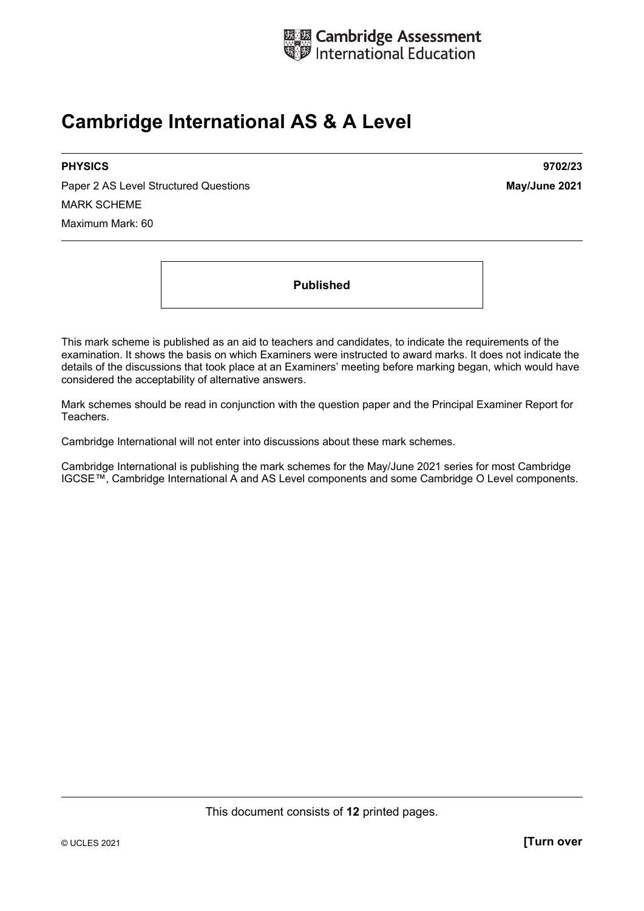Cambridge Assessment International Education

# Cambridge International AS & A Level

| **PHYSICS** | **9702/23** |
|---|---|
| Paper 2 AS Level Structured Questions | **May/June 2021** |

MARK SCHEME

Maximum Mark: 60

**Published**

This mark scheme is published as an aid to teachers and candidates, to indicate the requirements of the examination. It shows the basis on which Examiners were instructed to award marks. It does not indicate the details of the discussions that took place at an Examiners' meeting before marking began, which would have considered the acceptability of alternative answers.

Mark schemes should be read in conjunction with the question paper and the Principal Examiner Report for Teachers.

Cambridge International will not enter into discussions about these mark schemes.

Cambridge International is publishing the mark schemes for the May/June 2021 series for most Cambridge IGCSE™, Cambridge International A and AS Level components and some Cambridge O Level components.

This document consists of **12** printed pages.

© UCLES 2021 **[Turn over**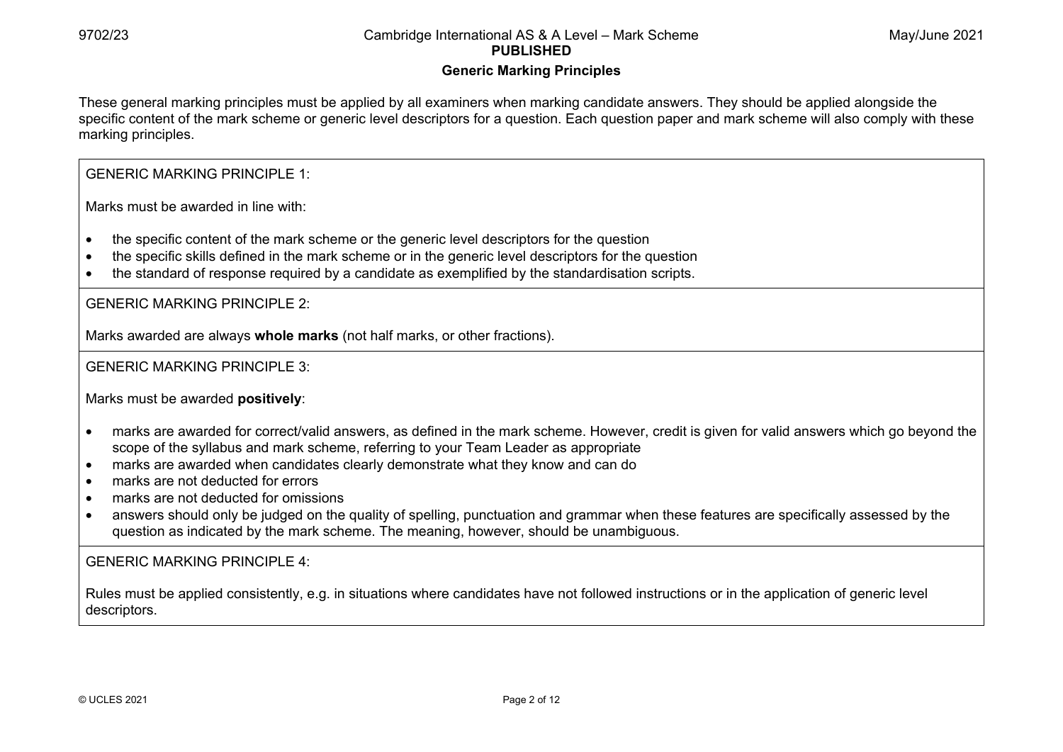## Generic Marking Principles

These general marking principles must be applied by all examiners when marking candidate answers. They should be applied alongside the specific content of the mark scheme or generic level descriptors for a question. Each question paper and mark scheme will also comply with these marking principles.

GENERIC MARKING PRINCIPLE 1:

Marks must be awarded in line with:

- the specific content of the mark scheme or the generic level descriptors for the question
- the specific skills defined in the mark scheme or in the generic level descriptors for the question
- the standard of response required by a candidate as exemplified by the standardisation scripts.

GENERIC MARKING PRINCIPLE 2:

Marks awarded are always **whole marks** (not half marks, or other fractions).

GENERIC MARKING PRINCIPLE 3:

Marks must be awarded **positively**:

- marks are awarded for correct/valid answers, as defined in the mark scheme. However, credit is given for valid answers which go beyond the scope of the syllabus and mark scheme, referring to your Team Leader as appropriate
- marks are awarded when candidates clearly demonstrate what they know and can do
- marks are not deducted for errors
- marks are not deducted for omissions
- answers should only be judged on the quality of spelling, punctuation and grammar when these features are specifically assessed by the question as indicated by the mark scheme. The meaning, however, should be unambiguous.

GENERIC MARKING PRINCIPLE 4:

Rules must be applied consistently, e.g. in situations where candidates have not followed instructions or in the application of generic level descriptors.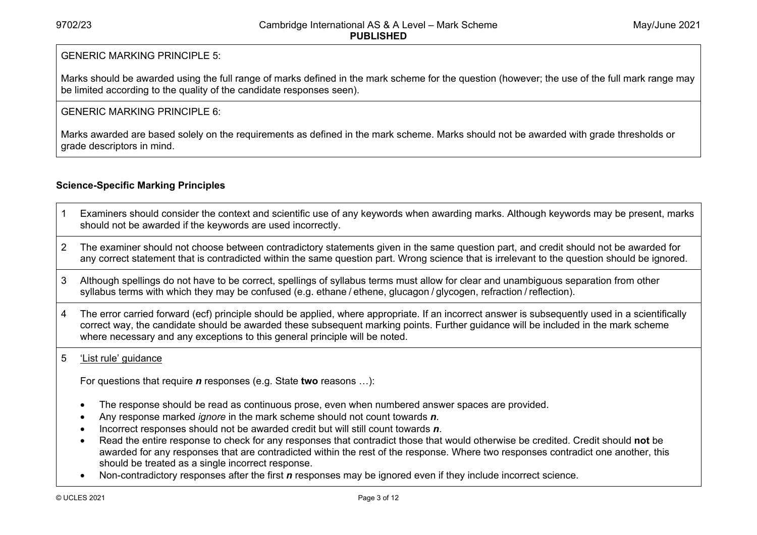GENERIC MARKING PRINCIPLE 5:

Marks should be awarded using the full range of marks defined in the mark scheme for the question (however; the use of the full mark range may be limited according to the quality of the candidate responses seen).

GENERIC MARKING PRINCIPLE 6:

Marks awarded are based solely on the requirements as defined in the mark scheme. Marks should not be awarded with grade thresholds or grade descriptors in mind.

## Science-Specific Marking Principles

1. Examiners should consider the context and scientific use of any keywords when awarding marks. Although keywords may be present, marks should not be awarded if the keywords are used incorrectly.

2. The examiner should not choose between contradictory statements given in the same question part, and credit should not be awarded for any correct statement that is contradicted within the same question part. Wrong science that is irrelevant to the question should be ignored.

3. Although spellings do not have to be correct, spellings of syllabus terms must allow for clear and unambiguous separation from other syllabus terms with which they may be confused (e.g. ethane / ethene, glucagon / glycogen, refraction / reflection).

4. The error carried forward (ecf) principle should be applied, where appropriate. If an incorrect answer is subsequently used in a scientifically correct way, the candidate should be awarded these subsequent marking points. Further guidance will be included in the mark scheme where necessary and any exceptions to this general principle will be noted.

5. <u>'List rule' guidance</u>

   For questions that require ***n*** responses (e.g. State **two** reasons …):

   - The response should be read as continuous prose, even when numbered answer spaces are provided.
   - Any response marked *ignore* in the mark scheme should not count towards ***n***.
   - Incorrect responses should not be awarded credit but will still count towards ***n***.
   - Read the entire response to check for any responses that contradict those that would otherwise be credited. Credit should **not** be awarded for any responses that are contradicted within the rest of the response. Where two responses contradict one another, this should be treated as a single incorrect response.
   - Non-contradictory responses after the first ***n*** responses may be ignored even if they include incorrect science.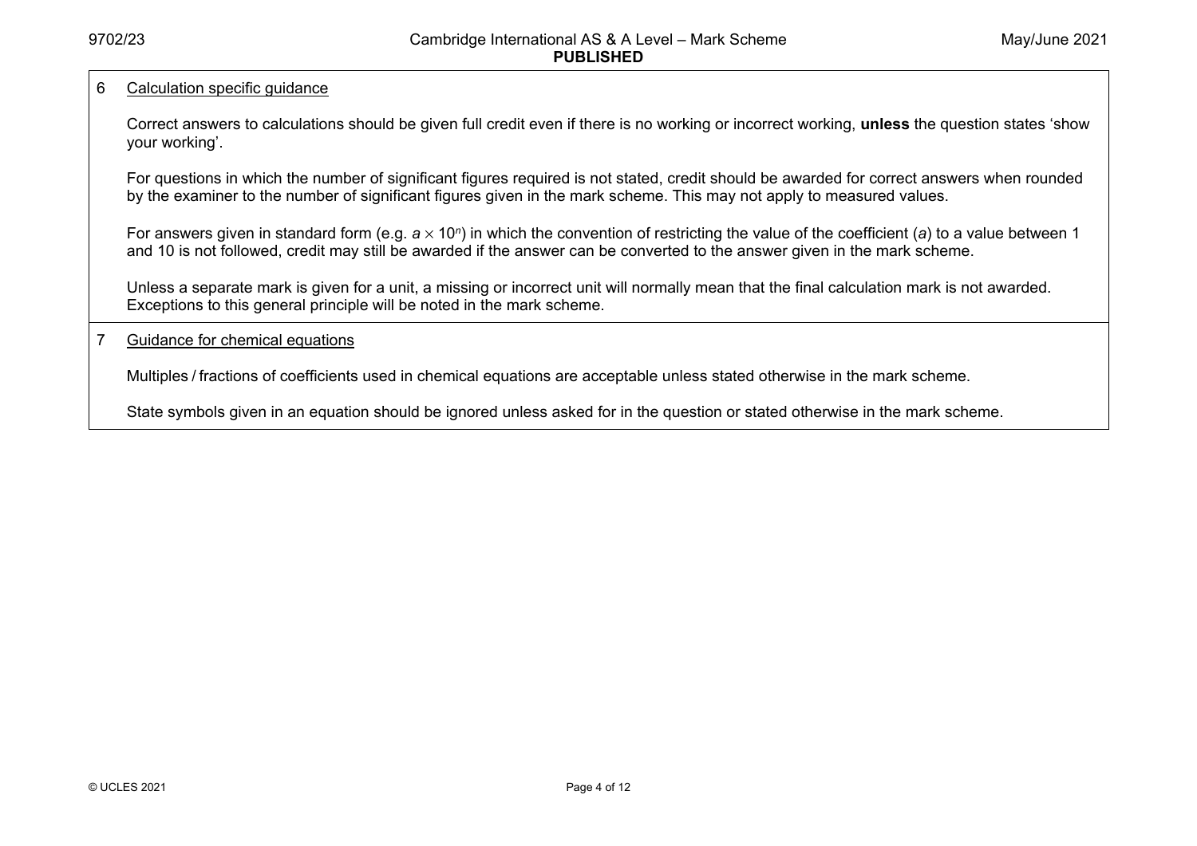6 <u>Calculation specific guidance</u>

Correct answers to calculations should be given full credit even if there is no working or incorrect working, **unless** the question states 'show your working'.

For questions in which the number of significant figures required is not stated, credit should be awarded for correct answers when rounded by the examiner to the number of significant figures given in the mark scheme. This may not apply to measured values.

For answers given in standard form (e.g. $a \times 10^n$) in which the convention of restricting the value of the coefficient ($a$) to a value between 1 and 10 is not followed, credit may still be awarded if the answer can be converted to the answer given in the mark scheme.

Unless a separate mark is given for a unit, a missing or incorrect unit will normally mean that the final calculation mark is not awarded. Exceptions to this general principle will be noted in the mark scheme.

7 <u>Guidance for chemical equations</u>

Multiples / fractions of coefficients used in chemical equations are acceptable unless stated otherwise in the mark scheme.

State symbols given in an equation should be ignored unless asked for in the question or stated otherwise in the mark scheme.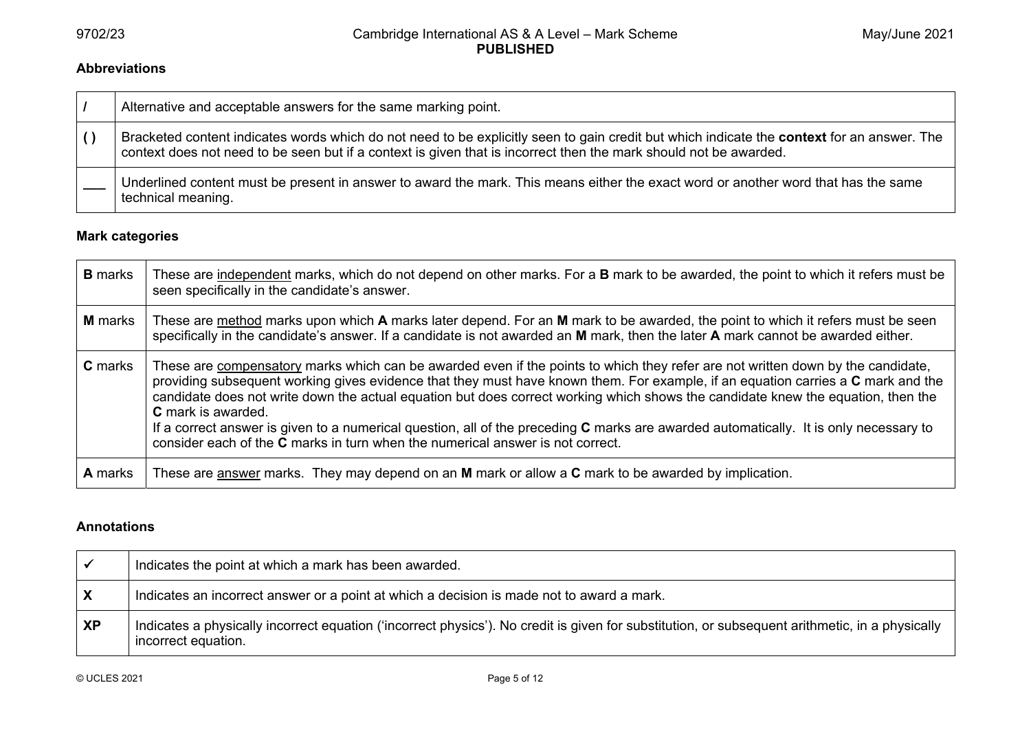**Abbreviations**

| | |
|---|---|
| / | Alternative and acceptable answers for the same marking point. |
| ( ) | Bracketed content indicates words which do not need to be explicitly seen to gain credit but which indicate the **context** for an answer. The context does not need to be seen but if a context is given that is incorrect then the mark should not be awarded. |
| ___ | Underlined content must be present in answer to award the mark. This means either the exact word or another word that has the same technical meaning. |

**Mark categories**

| | |
|---|---|
| **B** marks | These are <u>independent</u> marks, which do not depend on other marks. For a **B** mark to be awarded, the point to which it refers must be seen specifically in the candidate's answer. |
| **M** marks | These are <u>method</u> marks upon which **A** marks later depend. For an **M** mark to be awarded, the point to which it refers must be seen specifically in the candidate's answer. If a candidate is not awarded an **M** mark, then the later **A** mark cannot be awarded either. |
| **C** marks | These are <u>compensatory</u> marks which can be awarded even if the points to which they refer are not written down by the candidate, providing subsequent working gives evidence that they must have known them. For example, if an equation carries a **C** mark and the candidate does not write down the actual equation but does correct working which shows the candidate knew the equation, then the **C** mark is awarded.<br>If a correct answer is given to a numerical question, all of the preceding **C** marks are awarded automatically. It is only necessary to consider each of the **C** marks in turn when the numerical answer is not correct. |
| **A** marks | These are <u>answer</u> marks. They may depend on an **M** mark or allow a **C** mark to be awarded by implication. |

**Annotations**

| | |
|---|---|
| ✓ | Indicates the point at which a mark has been awarded. |
| **X** | Indicates an incorrect answer or a point at which a decision is made not to award a mark. |
| **XP** | Indicates a physically incorrect equation ('incorrect physics'). No credit is given for substitution, or subsequent arithmetic, in a physically incorrect equation. |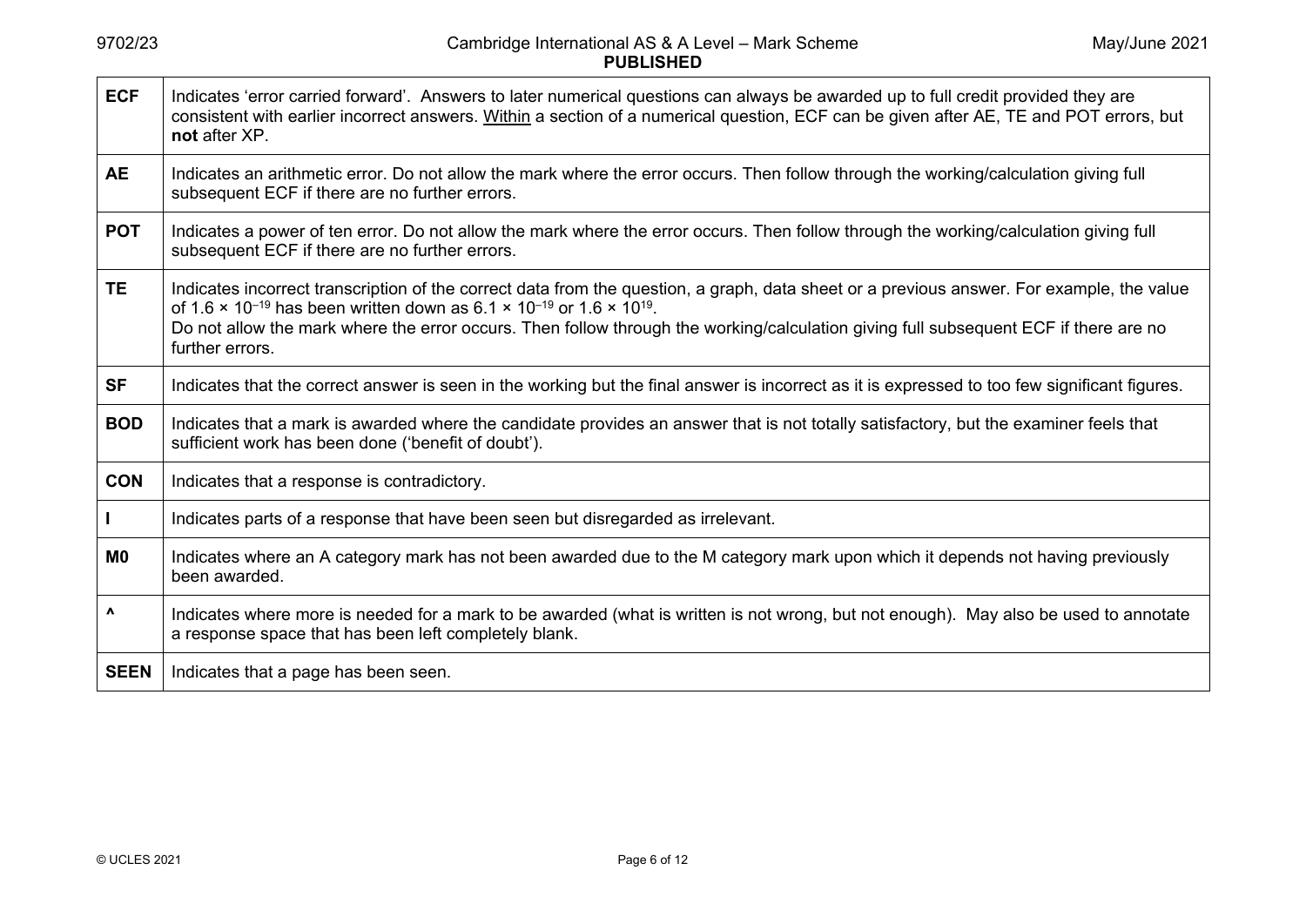| | |
|---|---|
| **ECF** | Indicates 'error carried forward'. Answers to later numerical questions can always be awarded up to full credit provided they are consistent with earlier incorrect answers. Within a section of a numerical question, ECF can be given after AE, TE and POT errors, but **not** after XP. |
| **AE** | Indicates an arithmetic error. Do not allow the mark where the error occurs. Then follow through the working/calculation giving full subsequent ECF if there are no further errors. |
| **POT** | Indicates a power of ten error. Do not allow the mark where the error occurs. Then follow through the working/calculation giving full subsequent ECF if there are no further errors. |
| **TE** | Indicates incorrect transcription of the correct data from the question, a graph, data sheet or a previous answer. For example, the value of $1.6 \times 10^{-19}$ has been written down as $6.1 \times 10^{-19}$ or $1.6 \times 10^{19}$.<br>Do not allow the mark where the error occurs. Then follow through the working/calculation giving full subsequent ECF if there are no further errors. |
| **SF** | Indicates that the correct answer is seen in the working but the final answer is incorrect as it is expressed to too few significant figures. |
| **BOD** | Indicates that a mark is awarded where the candidate provides an answer that is not totally satisfactory, but the examiner feels that sufficient work has been done ('benefit of doubt'). |
| **CON** | Indicates that a response is contradictory. |
| **I** | Indicates parts of a response that have been seen but disregarded as irrelevant. |
| **M0** | Indicates where an A category mark has not been awarded due to the M category mark upon which it depends not having previously been awarded. |
| **^** | Indicates where more is needed for a mark to be awarded (what is written is not wrong, but not enough). May also be used to annotate a response space that has been left completely blank. |
| **SEEN** | Indicates that a page has been seen. |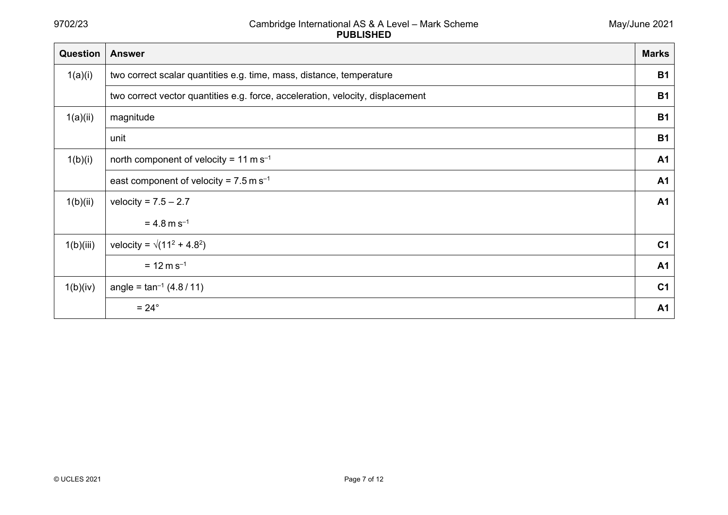| Question | Answer | Marks |
|---|---|---|
| 1(a)(i) | two correct scalar quantities e.g. time, mass, distance, temperature | **B1** |
| | two correct vector quantities e.g. force, acceleration, velocity, displacement | **B1** |
| 1(a)(ii) | magnitude | **B1** |
| | unit | **B1** |
| 1(b)(i) | north component of velocity = 11 $\text{m s}^{-1}$ | **A1** |
| | east component of velocity = 7.5 $\text{m s}^{-1}$ | **A1** |
| 1(b)(ii) | velocity = 7.5 – 2.7 <br> = 4.8 $\text{m s}^{-1}$ | **A1** |
| 1(b)(iii) | velocity = $\sqrt{(11^2 + 4.8^2)}$ | **C1** |
| | = 12 $\text{m s}^{-1}$ | **A1** |
| 1(b)(iv) | angle = $\tan^{-1}(4.8 / 11)$ | **C1** |
| | = 24° | **A1** |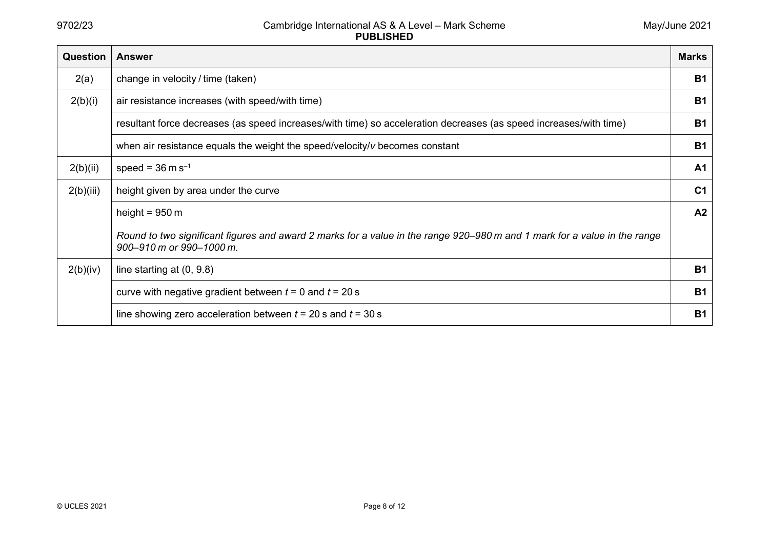| Question | Answer | Marks |
|---|---|---|
| 2(a) | change in velocity / time (taken) | **B1** |
| 2(b)(i) | air resistance increases (with speed/with time) | **B1** |
| | resultant force decreases (as speed increases/with time) so acceleration decreases (as speed increases/with time) | **B1** |
| | when air resistance equals the weight the speed/velocity/*v* becomes constant | **B1** |
| 2(b)(ii) | speed = 36 m s$^{-1}$ | **A1** |
| 2(b)(iii) | height given by area under the curve | **C1** |
| | height = 950 m<br><br>*Round to two significant figures and award 2 marks for a value in the range 920–980 m and 1 mark for a value in the range 900–910 m or 990–1000 m.* | **A2** |
| 2(b)(iv) | line starting at (0, 9.8) | **B1** |
| | curve with negative gradient between $t$ = 0 and $t$ = 20 s | **B1** |
| | line showing zero acceleration between $t$ = 20 s and $t$ = 30 s | **B1** |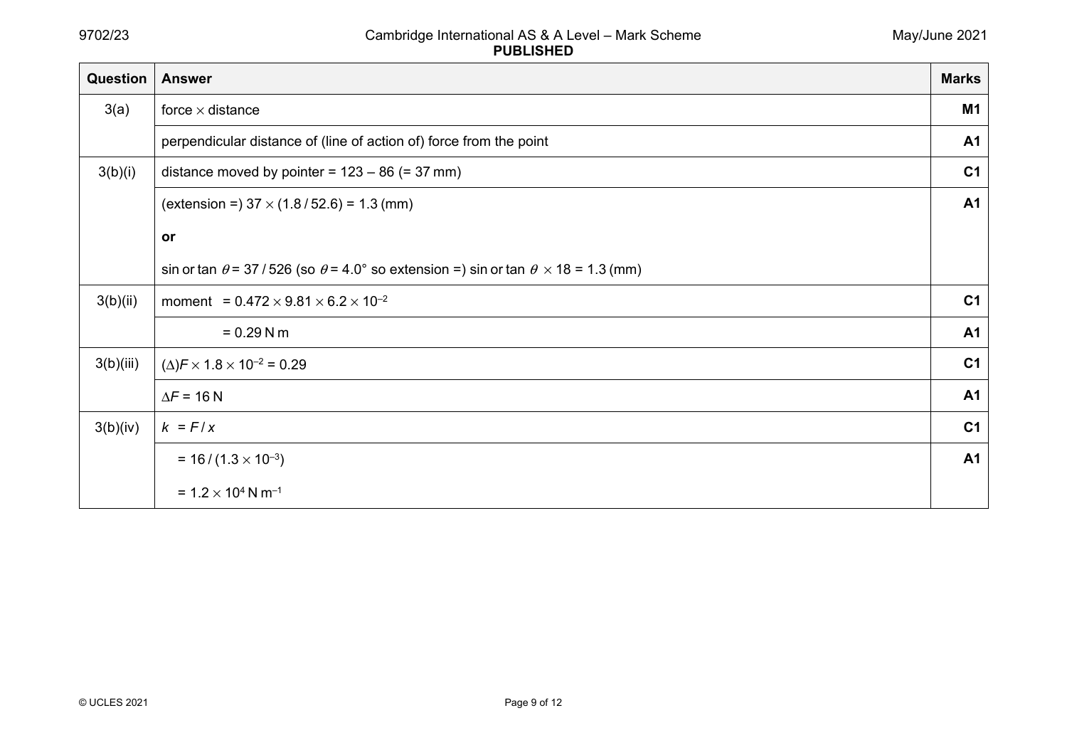| Question | Answer | Marks |
|---|---|---|
| 3(a) | force × distance | M1 |
| | perpendicular distance of (line of action of) force from the point | A1 |
| 3(b)(i) | distance moved by pointer = 123 – 86 (= 37 mm) | C1 |
| | (extension =) $37 \times (1.8 / 52.6) = 1.3$ (mm)<br><br>**or**<br><br>sin or tan $\theta = 37 / 526$ (so $\theta = 4.0°$ so extension =) sin or tan $\theta \times 18 = 1.3$ (mm) | A1 |
| 3(b)(ii) | moment $= 0.472 \times 9.81 \times 6.2 \times 10^{-2}$ | C1 |
| | $= 0.29$ N m | A1 |
| 3(b)(iii) | $(\Delta)F \times 1.8 \times 10^{-2} = 0.29$ | C1 |
| | $\Delta F = 16$ N | A1 |
| 3(b)(iv) | $k = F / x$ | C1 |
| | $= 16 / (1.3 \times 10^{-3})$<br><br>$= 1.2 \times 10^{4}$ N m$^{-1}$ | A1 |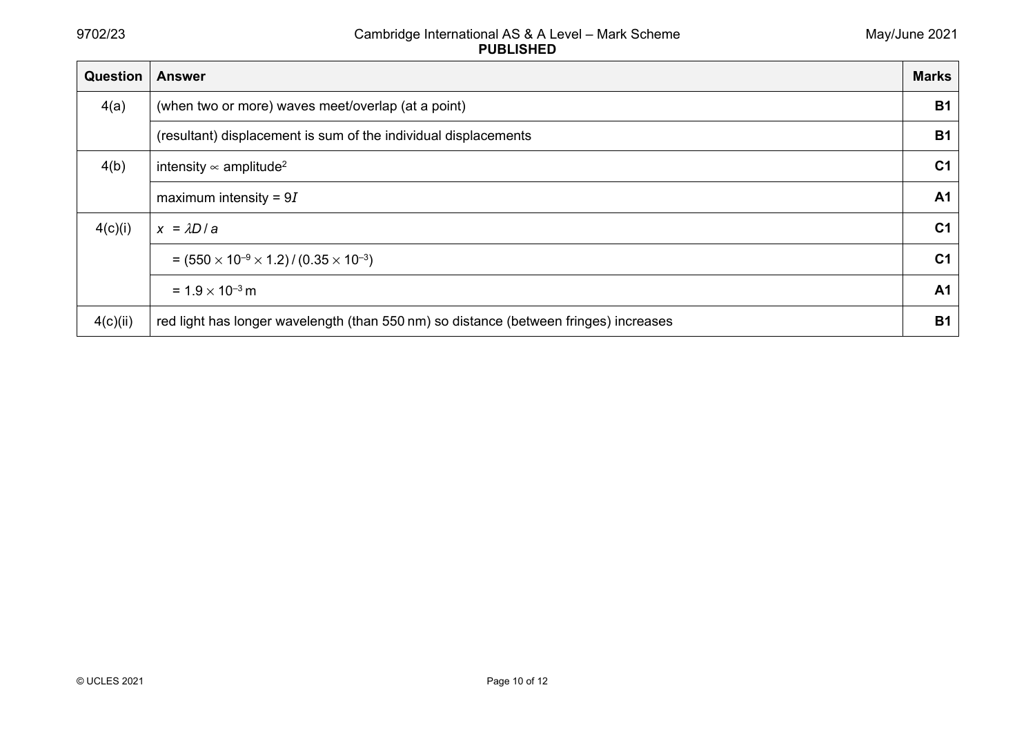| Question | Answer | Marks |
|---|---|---|
| 4(a) | (when two or more) waves meet/overlap (at a point) | **B1** |
| | (resultant) displacement is sum of the individual displacements | **B1** |
| 4(b) | intensity $\propto$ amplitude$^2$ | **C1** |
| | maximum intensity = $9I$ | **A1** |
| 4(c)(i) | $x = \lambda D / a$ | **C1** |
| | $= (550 \times 10^{-9} \times 1.2) / (0.35 \times 10^{-3})$ | **C1** |
| | $= 1.9 \times 10^{-3}$ m | **A1** |
| 4(c)(ii) | red light has longer wavelength (than 550 nm) so distance (between fringes) increases | **B1** |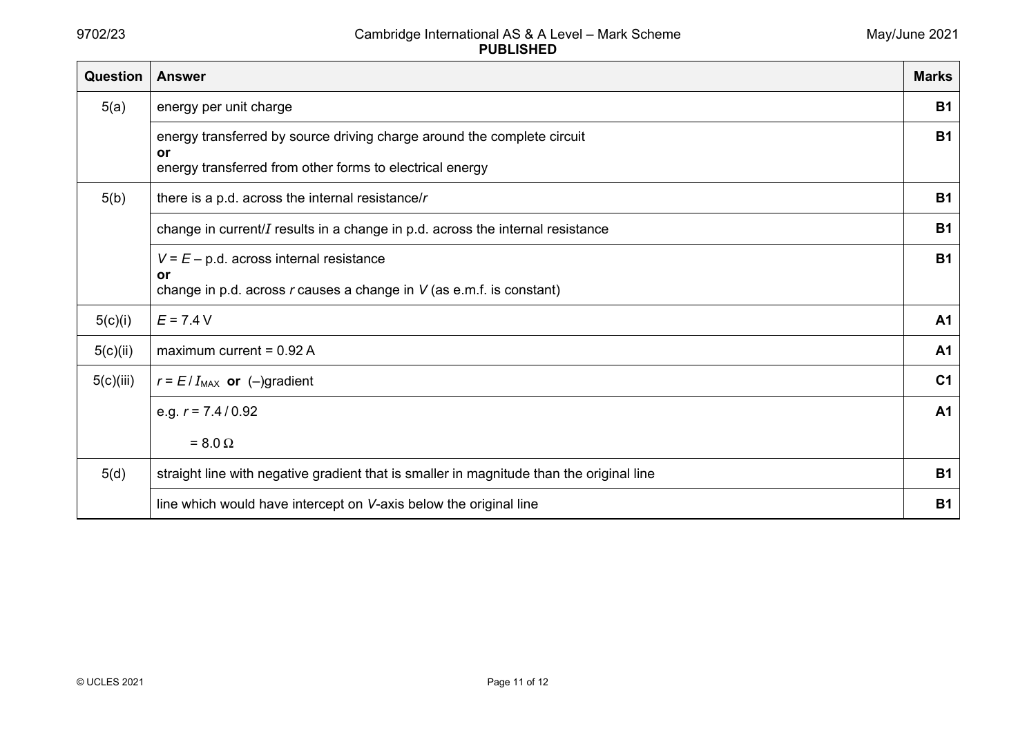| Question | Answer | Marks |
|---|---|---|
| 5(a) | energy per unit charge | B1 |
| | energy transferred by source driving charge around the complete circuit **or** energy transferred from other forms to electrical energy | B1 |
| 5(b) | there is a p.d. across the internal resistance/$r$ | B1 |
| | change in current/$I$ results in a change in p.d. across the internal resistance | B1 |
| | $V = E$ – p.d. across internal resistance **or** change in p.d. across $r$ causes a change in $V$ (as e.m.f. is constant) | B1 |
| 5(c)(i) | $E = 7.4$ V | A1 |
| 5(c)(ii) | maximum current = 0.92 A | A1 |
| 5(c)(iii) | $r = E / I_{MAX}$ **or** (–)gradient | C1 |
| | e.g. $r = 7.4 / 0.92$ $= 8.0\ \Omega$ | A1 |
| 5(d) | straight line with negative gradient that is smaller in magnitude than the original line | B1 |
| | line which would have intercept on $V$-axis below the original line | B1 |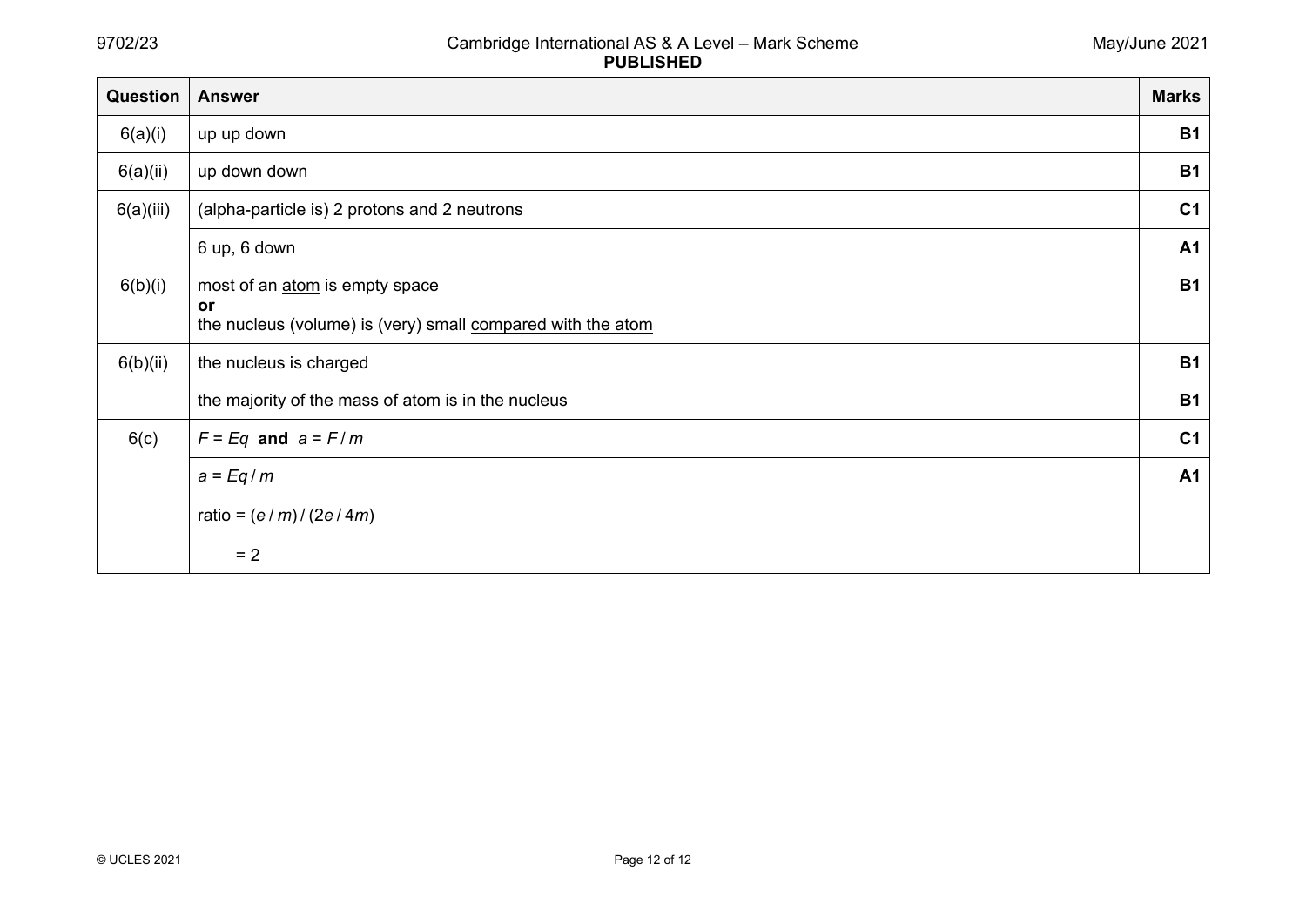| Question | Answer | Marks |
|---|---|---|
| 6(a)(i) | up up down | **B1** |
| 6(a)(ii) | up down down | **B1** |
| 6(a)(iii) | (alpha-particle is) 2 protons and 2 neutrons | **C1** |
| | 6 up, 6 down | **A1** |
| 6(b)(i) | most of an atom is empty space<br>**or**<br>the nucleus (volume) is (very) small compared with the atom | **B1** |
| 6(b)(ii) | the nucleus is charged | **B1** |
| | the majority of the mass of atom is in the nucleus | **B1** |
| 6(c) | $F = Eq$ **and** $a = F / m$ | **C1** |
| | $a = Eq / m$<br><br>ratio = $(e / m) / (2e / 4m)$<br><br>$= 2$ | **A1** |